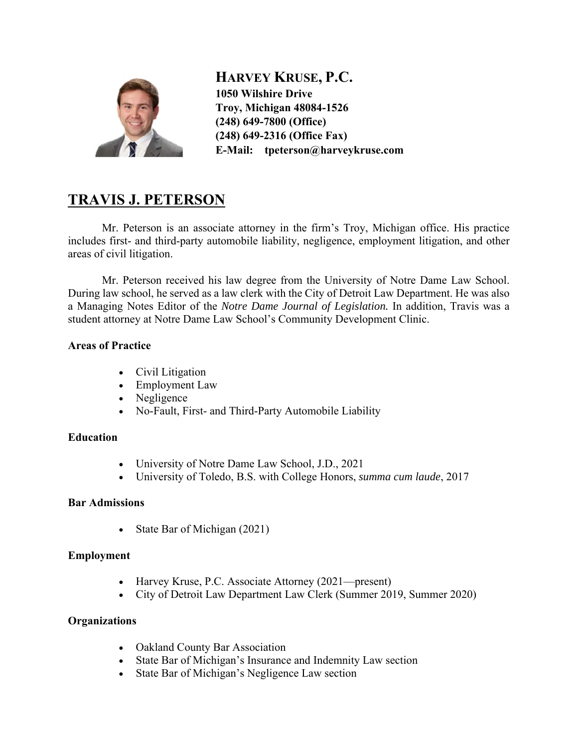**HARVEY KRUSE, P.C.**
**1050 Wilshire Drive**
**Troy, Michigan 48084-1526**
**(248) 649-7800 (Office)**
**(248) 649-2316 (Office Fax)**
**E-Mail: tpeterson@harveykruse.com**

# TRAVIS J. PETERSON

Mr. Peterson is an associate attorney in the firm's Troy, Michigan office. His practice includes first- and third-party automobile liability, negligence, employment litigation, and other areas of civil litigation.

Mr. Peterson received his law degree from the University of Notre Dame Law School. During law school, he served as a law clerk with the City of Detroit Law Department. He was also a Managing Notes Editor of the *Notre Dame Journal of Legislation.* In addition, Travis was a student attorney at Notre Dame Law School's Community Development Clinic.

**Areas of Practice**

- Civil Litigation
- Employment Law
- Negligence
- No-Fault, First- and Third-Party Automobile Liability

**Education**

- University of Notre Dame Law School, J.D., 2021
- University of Toledo, B.S. with College Honors, *summa cum laude*, 2017

**Bar Admissions**

- State Bar of Michigan (2021)

**Employment**

- Harvey Kruse, P.C. Associate Attorney (2021—present)
- City of Detroit Law Department Law Clerk (Summer 2019, Summer 2020)

**Organizations**

- Oakland County Bar Association
- State Bar of Michigan's Insurance and Indemnity Law section
- State Bar of Michigan's Negligence Law section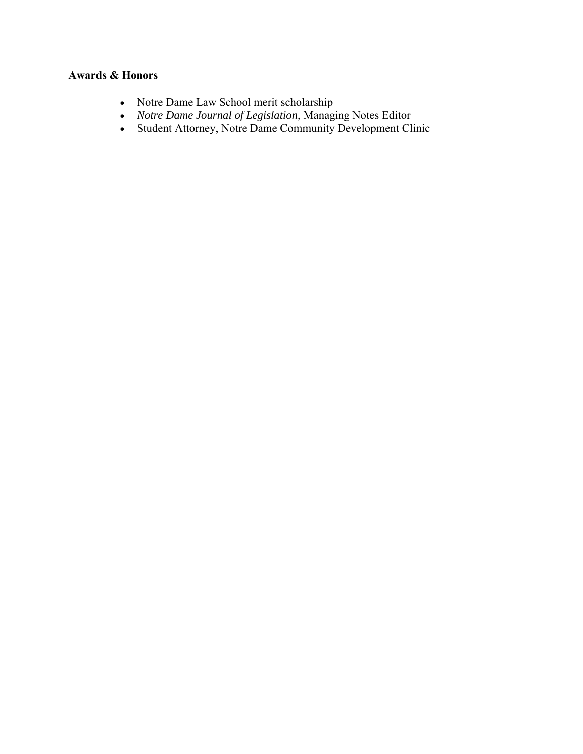**Awards & Honors**

- Notre Dame Law School merit scholarship
- *Notre Dame Journal of Legislation*, Managing Notes Editor
- Student Attorney, Notre Dame Community Development Clinic